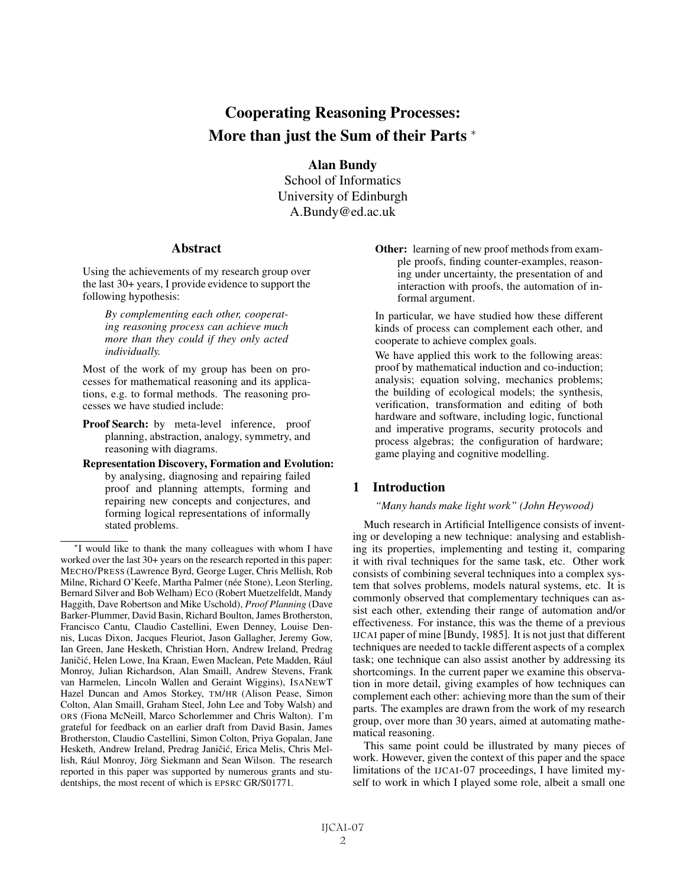# Cooperating Reasoning Processes: More than just the Sum of their Parts *

**Alan Bundy**
School of Informatics
University of Edinburgh
A.Bundy@ed.ac.uk

## Abstract

Using the achievements of my research group over the last 30+ years, I provide evidence to support the following hypothesis:

> *By complementing each other, cooperating reasoning process can achieve much more than they could if they only acted individually.*

Most of the work of my group has been on processes for mathematical reasoning and its applications, e.g. to formal methods. The reasoning processes we have studied include:

**Proof Search:** by meta-level inference, proof planning, abstraction, analogy, symmetry, and reasoning with diagrams.

**Representation Discovery, Formation and Evolution:** by analysing, diagnosing and repairing failed proof and planning attempts, forming and repairing new concepts and conjectures, and forming logical representations of informally stated problems.

**Other:** learning of new proof methods from example proofs, finding counter-examples, reasoning under uncertainty, the presentation of and interaction with proofs, the automation of informal argument.

In particular, we have studied how these different kinds of process can complement each other, and cooperate to achieve complex goals.

We have applied this work to the following areas: proof by mathematical induction and co-induction; analysis; equation solving, mechanics problems; the building of ecological models; the synthesis, verification, transformation and editing of both hardware and software, including logic, functional and imperative programs, security protocols and process algebras; the configuration of hardware; game playing and cognitive modelling.

## 1 Introduction

*"Many hands make light work" (John Heywood)*

Much research in Artificial Intelligence consists of inventing or developing a new technique: analysing and establishing its properties, implementing and testing it, comparing it with rival techniques for the same task, etc. Other work consists of combining several techniques into a complex system that solves problems, models natural systems, etc. It is commonly observed that complementary techniques can assist each other, extending their range of automation and/or effectiveness. For instance, this was the theme of a previous IJCAI paper of mine [Bundy, 1985]. It is not just that different techniques are needed to tackle different aspects of a complex task; one technique can also assist another by addressing its shortcomings. In the current paper we examine this observation in more detail, giving examples of how techniques can complement each other: achieving more than the sum of their parts. The examples are drawn from the work of my research group, over more than 30 years, aimed at automating mathematical reasoning.

This same point could be illustrated by many pieces of work. However, given the context of this paper and the space limitations of the IJCAI-07 proceedings, I have limited myself to work in which I played some role, albeit a small one

---

*I would like to thank the many colleagues with whom I have worked over the last 30+ years on the research reported in this paper: MECHO/PRESS (Lawrence Byrd, George Luger, Chris Mellish, Rob Milne, Richard O'Keefe, Martha Palmer (née Stone), Leon Sterling, Bernard Silver and Bob Welham) ECO (Robert Muetzelfeldt, Mandy Haggith, Dave Robertson and Mike Uschold), *Proof Planning* (Dave Barker-Plummer, David Basin, Richard Boulton, James Brotherston, Francisco Cantu, Claudio Castellini, Ewen Denney, Louise Dennis, Lucas Dixon, Jacques Fleuriot, Jason Gallagher, Jeremy Gow, Ian Green, Jane Hesketh, Christian Horn, Andrew Ireland, Predrag Janičić, Helen Lowe, Ina Kraan, Ewen Maclean, Pete Madden, Rául Monroy, Julian Richardson, Alan Smaill, Andrew Stevens, Frank van Harmelen, Lincoln Wallen and Geraint Wiggins), ISANEWT Hazel Duncan and Amos Storkey, TM/HR (Alison Pease, Simon Colton, Alan Smaill, Graham Steel, John Lee and Toby Walsh) and ORS (Fiona McNeill, Marco Schorlemmer and Chris Walton). I'm grateful for feedback on an earlier draft from David Basin, James Brotherston, Claudio Castellini, Simon Colton, Priya Gopalan, Jane Hesketh, Andrew Ireland, Predrag Janičić, Erica Melis, Chris Mellish, Rául Monroy, Jörg Siekmann and Sean Wilson. The research reported in this paper was supported by numerous grants and studentships, the most recent of which is EPSRC GR/S01771.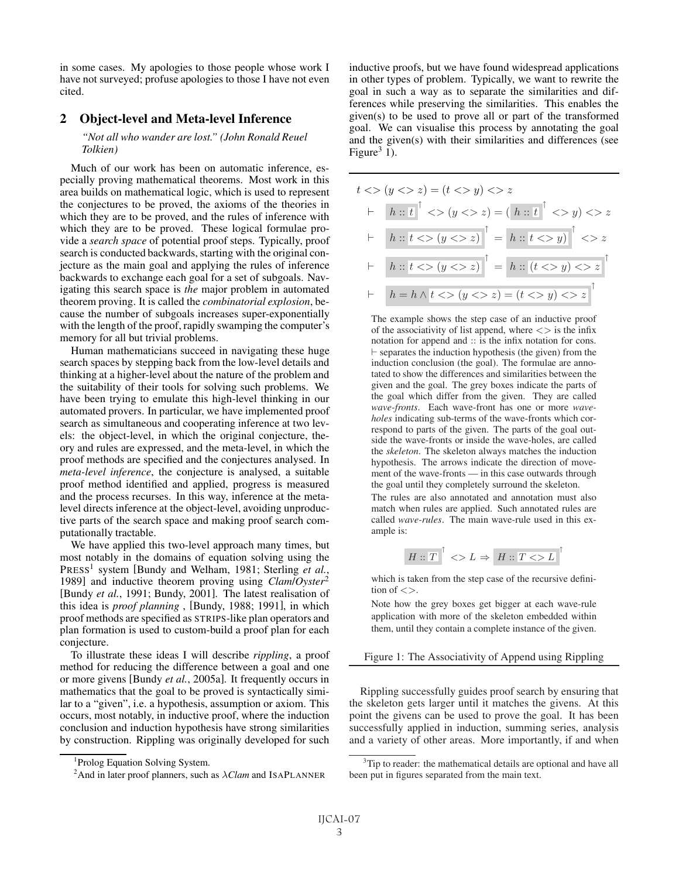in some cases. My apologies to those people whose work I have not surveyed; profuse apologies to those I have not even cited.

## 2 Object-level and Meta-level Inference

*"Not all who wander are lost." (John Ronald Reuel Tolkien)*

Much of our work has been on automatic inference, especially proving mathematical theorems. Most work in this area builds on mathematical logic, which is used to represent the conjectures to be proved, the axioms of the theories in which they are to be proved, and the rules of inference with which they are to be proved. These logical formulae provide a *search space* of potential proof steps. Typically, proof search is conducted backwards, starting with the original conjecture as the main goal and applying the rules of inference backwards to exchange each goal for a set of subgoals. Navigating this search space is *the* major problem in automated theorem proving. It is called the *combinatorial explosion*, because the number of subgoals increases super-exponentially with the length of the proof, rapidly swamping the computer's memory for all but trivial problems.

Human mathematicians succeed in navigating these huge search spaces by stepping back from the low-level details and thinking at a higher-level about the nature of the problem and the suitability of their tools for solving such problems. We have been trying to emulate this high-level thinking in our automated provers. In particular, we have implemented proof search as simultaneous and cooperating inference at two levels: the object-level, in which the original conjecture, theory and rules are expressed, and the meta-level, in which the proof methods are specified and the conjectures analysed. In *meta-level inference*, the conjecture is analysed, a suitable proof method identified and applied, progress is measured and the process recurses. In this way, inference at the meta-level directs inference at the object-level, avoiding unproductive parts of the search space and making proof search computationally tractable.

We have applied this two-level approach many times, but most notably in the domains of equation solving using the PRESS[1] system [Bundy and Welham, 1981; Sterling *et al.*, 1989] and inductive theorem proving using *Clam*/*Oyster*[2] [Bundy *et al.*, 1991; Bundy, 2001]. The latest realisation of this idea is *proof planning* , [Bundy, 1988; 1991], in which proof methods are specified as STRIPS-like plan operators and plan formation is used to custom-build a proof plan for each conjecture.

To illustrate these ideas I will describe *rippling*, a proof method for reducing the difference between a goal and one or more givens [Bundy *et al.*, 2005a]. It frequently occurs in mathematics that the goal to be proved is syntactically similar to a "given", i.e. a hypothesis, assumption or axiom. This occurs, most notably, in inductive proof, where the induction conclusion and induction hypothesis have strong similarities by construction. Rippling was originally developed for such inductive proofs, but we have found widespread applications in other types of problem. Typically, we want to rewrite the goal in such a way as to separate the similarities and differences while preserving the similarities. This enables the given(s) to be used to prove all or part of the transformed goal. We can visualise this process by annotating the goal and the given(s) with their similarities and differences (see Figure[3] 1).

$$t <> (y <> z) = (t <> y) <> z$$

$$\vdash \quad \boxed{h :: \underline{t}}^{\uparrow} <> (y <> z) = (\boxed{h :: \underline{t}}^{\uparrow} <> y) <> z$$

$$\vdash \quad \boxed{h :: \underline{t <> (y <> z)}}^{\uparrow} = \boxed{h :: \underline{t <> y)}}^{\uparrow} <> z$$

$$\vdash \quad \boxed{h :: \underline{t <> (y <> z)}}^{\uparrow} = \boxed{h :: \underline{(t <> y) <> z}}^{\uparrow}$$

$$\vdash \quad \boxed{h = h \wedge \underline{t <> (y <> z) = (t <> y) <> z}}^{\uparrow}$$

The example shows the step case of an inductive proof of the associativity of list append, where $<>$ is the infix notation for append and :: is the infix notation for cons. $\vdash$ separates the induction hypothesis (the given) from the induction conclusion (the goal). The formulae are annotated to show the differences and similarities between the given and the goal. The grey boxes indicate the parts of the goal which differ from the given. They are called *wave-fronts*. Each wave-front has one or more *wave-holes* indicating sub-terms of the wave-fronts which correspond to parts of the given. The parts of the goal outside the wave-fronts or inside the wave-holes, are called the *skeleton*. The skeleton always matches the induction hypothesis. The arrows indicate the direction of movement of the wave-fronts — in this case outwards through the goal until they completely surround the skeleton.

The rules are also annotated and annotation must also match when rules are applied. Such annotated rules are called *wave-rules*. The main wave-rule used in this example is:

$$\boxed{H :: \underline{T}}^{\uparrow} <> L \Rightarrow \boxed{H :: \underline{T <> L}}^{\uparrow}$$

which is taken from the step case of the recursive definition of $<>$.

Note how the grey boxes get bigger at each wave-rule application with more of the skeleton embedded within them, until they contain a complete instance of the given.

Figure 1: The Associativity of Append using Rippling

Rippling successfully guides proof search by ensuring that the skeleton gets larger until it matches the givens. At this point the givens can be used to prove the goal. It has been successfully applied in induction, summing series, analysis and a variety of other areas. More importantly, if and when

[1] Prolog Equation Solving System.

[2] And in later proof planners, such as λ*Clam* and ISAPLANNER

[3] Tip to reader: the mathematical details are optional and have all been put in figures separated from the main text.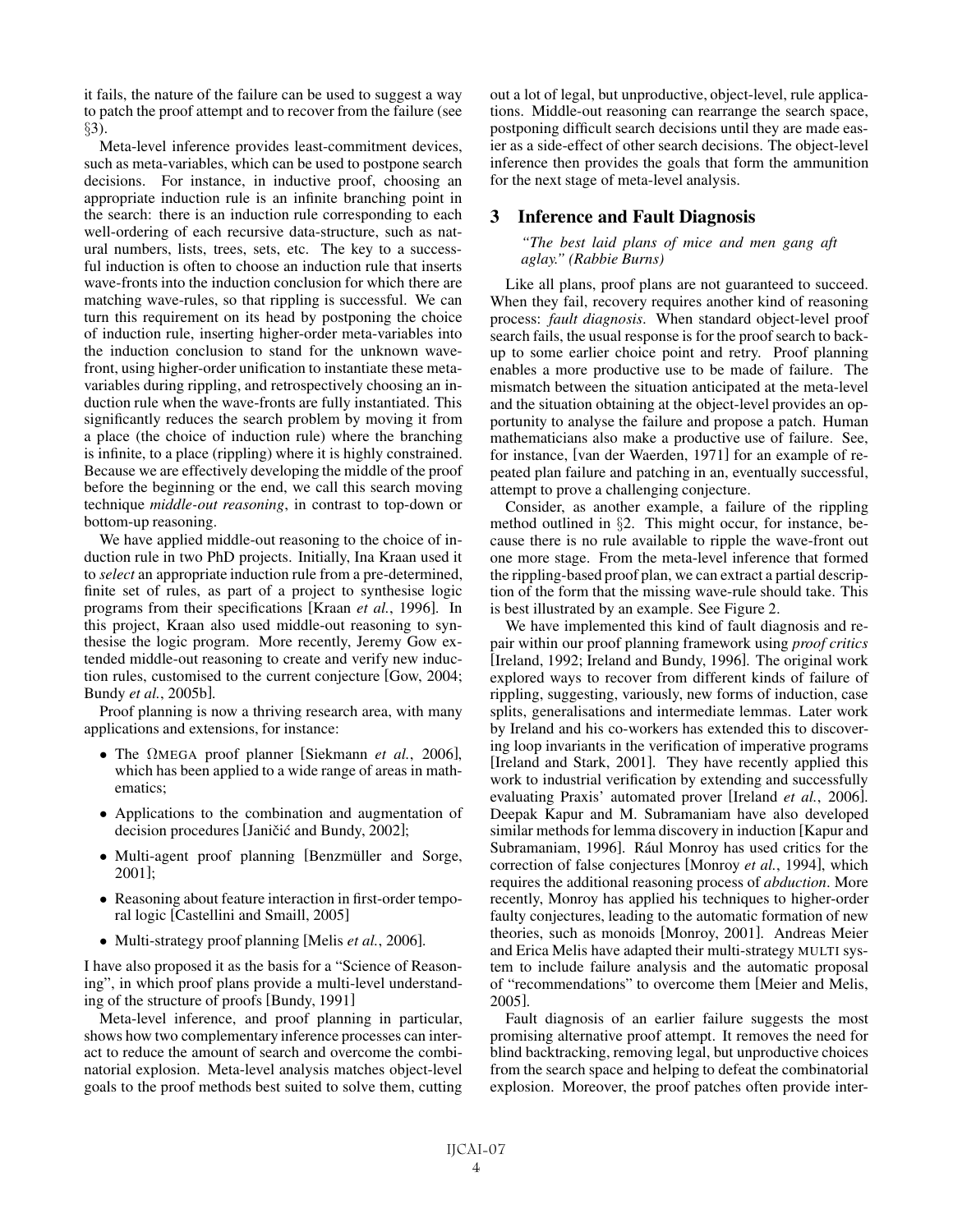it fails, the nature of the failure can be used to suggest a way to patch the proof attempt and to recover from the failure (see §3).

Meta-level inference provides least-commitment devices, such as meta-variables, which can be used to postpone search decisions. For instance, in inductive proof, choosing an appropriate induction rule is an infinite branching point in the search: there is an induction rule corresponding to each well-ordering of each recursive data-structure, such as natural numbers, lists, trees, sets, etc. The key to a successful induction is often to choose an induction rule that inserts wave-fronts into the induction conclusion for which there are matching wave-rules, so that rippling is successful. We can turn this requirement on its head by postponing the choice of induction rule, inserting higher-order meta-variables into the induction conclusion to stand for the unknown wave-front, using higher-order unification to instantiate these meta-variables during rippling, and retrospectively choosing an induction rule when the wave-fronts are fully instantiated. This significantly reduces the search problem by moving it from a place (the choice of induction rule) where the branching is infinite, to a place (rippling) where it is highly constrained. Because we are effectively developing the middle of the proof before the beginning or the end, we call this search moving technique *middle-out reasoning*, in contrast to top-down or bottom-up reasoning.

We have applied middle-out reasoning to the choice of induction rule in two PhD projects. Initially, Ina Kraan used it to *select* an appropriate induction rule from a pre-determined, finite set of rules, as part of a project to synthesise logic programs from their specifications [Kraan *et al.*, 1996]. In this project, Kraan also used middle-out reasoning to synthesise the logic program. More recently, Jeremy Gow extended middle-out reasoning to create and verify new induction rules, customised to the current conjecture [Gow, 2004; Bundy *et al.*, 2005b].

Proof planning is now a thriving research area, with many applications and extensions, for instance:

- The ΩMEGA proof planner [Siekmann *et al.*, 2006], which has been applied to a wide range of areas in mathematics;
- Applications to the combination and augmentation of decision procedures [Janičić and Bundy, 2002];
- Multi-agent proof planning [Benzmüller and Sorge, 2001];
- Reasoning about feature interaction in first-order temporal logic [Castellini and Smaill, 2005]
- Multi-strategy proof planning [Melis *et al.*, 2006].

I have also proposed it as the basis for a "Science of Reasoning", in which proof plans provide a multi-level understanding of the structure of proofs [Bundy, 1991]

Meta-level inference, and proof planning in particular, shows how two complementary inference processes can interact to reduce the amount of search and overcome the combinatorial explosion. Meta-level analysis matches object-level goals to the proof methods best suited to solve them, cutting out a lot of legal, but unproductive, object-level, rule applications. Middle-out reasoning can rearrange the search space, postponing difficult search decisions until they are made easier as a side-effect of other search decisions. The object-level inference then provides the goals that form the ammunition for the next stage of meta-level analysis.

## 3 Inference and Fault Diagnosis

*"The best laid plans of mice and men gang aft aglay." (Rabbie Burns)*

Like all plans, proof plans are not guaranteed to succeed. When they fail, recovery requires another kind of reasoning process: *fault diagnosis*. When standard object-level proof search fails, the usual response is for the proof search to back-up to some earlier choice point and retry. Proof planning enables a more productive use to be made of failure. The mismatch between the situation anticipated at the meta-level and the situation obtaining at the object-level provides an opportunity to analyse the failure and propose a patch. Human mathematicians also make a productive use of failure. See, for instance, [van der Waerden, 1971] for an example of repeated plan failure and patching in an, eventually successful, attempt to prove a challenging conjecture.

Consider, as another example, a failure of the rippling method outlined in §2. This might occur, for instance, because there is no rule available to ripple the wave-front out one more stage. From the meta-level inference that formed the rippling-based proof plan, we can extract a partial description of the form that the missing wave-rule should take. This is best illustrated by an example. See Figure 2.

We have implemented this kind of fault diagnosis and repair within our proof planning framework using *proof critics* [Ireland, 1992; Ireland and Bundy, 1996]. The original work explored ways to recover from different kinds of failure of rippling, suggesting, variously, new forms of induction, case splits, generalisations and intermediate lemmas. Later work by Ireland and his co-workers has extended this to discovering loop invariants in the verification of imperative programs [Ireland and Stark, 2001]. They have recently applied this work to industrial verification by extending and successfully evaluating Praxis' automated prover [Ireland *et al.*, 2006]. Deepak Kapur and M. Subramaniam have also developed similar methods for lemma discovery in induction [Kapur and Subramaniam, 1996]. Rául Monroy has used critics for the correction of false conjectures [Monroy *et al.*, 1994], which requires the additional reasoning process of *abduction*. More recently, Monroy has applied his techniques to higher-order faulty conjectures, leading to the automatic formation of new theories, such as monoids [Monroy, 2001]. Andreas Meier and Erica Melis have adapted their multi-strategy MULTI system to include failure analysis and the automatic proposal of "recommendations" to overcome them [Meier and Melis, 2005].

Fault diagnosis of an earlier failure suggests the most promising alternative proof attempt. It removes the need for blind backtracking, removing legal, but unproductive choices from the search space and helping to defeat the combinatorial explosion. Moreover, the proof patches often provide inter-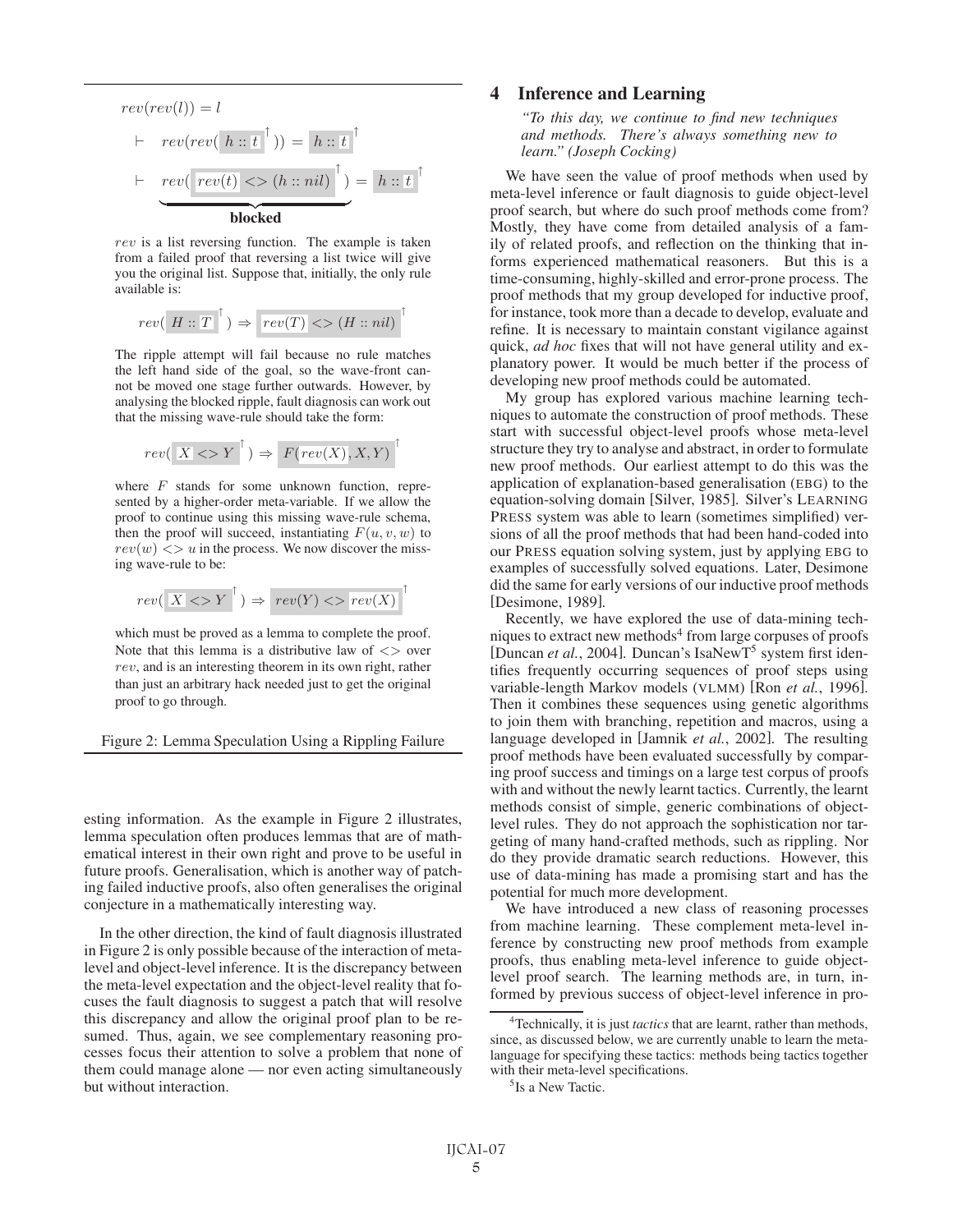$$rev(rev(l)) = l$$

$$\vdash \quad rev(rev(\boxed{h :: \underline{t}}^{\uparrow})) = \boxed{h :: \underline{t}}^{\uparrow}$$

$$\vdash \quad \underbrace{rev(\boxed{\underline{rev(t)} <> (h :: nil)}^{\uparrow})}_{\textbf{blocked}} = \boxed{h :: \underline{t}}^{\uparrow}$$

$rev$ is a list reversing function. The example is taken from a failed proof that reversing a list twice will give you the original list. Suppose that, initially, the only rule available is:

$$rev(\boxed{H :: \underline{T}}^{\uparrow}) \Rightarrow \boxed{\underline{rev(T)} <> (H :: nil)}^{\uparrow}$$

The ripple attempt will fail because no rule matches the left hand side of the goal, so the wave-front cannot be moved one stage further outwards. However, by analysing the blocked ripple, fault diagnosis can work out that the missing wave-rule should take the form:

$$rev(\boxed{\underline{X} <> Y}^{\uparrow}) \Rightarrow \boxed{F(\underline{rev(X)}, X, Y)}^{\uparrow}$$

where $F$ stands for some unknown function, represented by a higher-order meta-variable. If we allow the proof to continue using this missing wave-rule schema, then the proof will succeed, instantiating $F(u, v, w)$ to $rev(w) <> u$ in the process. We now discover the missing wave-rule to be:

$$rev(\boxed{\underline{X} <> Y}^{\uparrow}) \Rightarrow \boxed{rev(Y) <> \underline{rev(X)}}^{\uparrow}$$

which must be proved as a lemma to complete the proof. Note that this lemma is a distributive law of $<>$ over $rev$, and is an interesting theorem in its own right, rather than just an arbitrary hack needed just to get the original proof to go through.

Figure 2: Lemma Speculation Using a Rippling Failure

esting information. As the example in Figure 2 illustrates, lemma speculation often produces lemmas that are of mathematical interest in their own right and prove to be useful in future proofs. Generalisation, which is another way of patching failed inductive proofs, also often generalises the original conjecture in a mathematically interesting way.

In the other direction, the kind of fault diagnosis illustrated in Figure 2 is only possible because of the interaction of meta-level and object-level inference. It is the discrepancy between the meta-level expectation and the object-level reality that focuses the fault diagnosis to suggest a patch that will resolve this discrepancy and allow the original proof plan to be resumed. Thus, again, we see complementary reasoning processes focus their attention to solve a problem that none of them could manage alone — nor even acting simultaneously but without interaction.

## 4 Inference and Learning

*"To this day, we continue to find new techniques and methods. There's always something new to learn." (Joseph Cocking)*

We have seen the value of proof methods when used by meta-level inference or fault diagnosis to guide object-level proof search, but where do such proof methods come from? Mostly, they have come from detailed analysis of a family of related proofs, and reflection on the thinking that informs experienced mathematical reasoners. But this is a time-consuming, highly-skilled and error-prone process. The proof methods that my group developed for inductive proof, for instance, took more than a decade to develop, evaluate and refine. It is necessary to maintain constant vigilance against quick, *ad hoc* fixes that will not have general utility and explanatory power. It would be much better if the process of developing new proof methods could be automated.

My group has explored various machine learning techniques to automate the construction of proof methods. These start with successful object-level proofs whose meta-level structure they try to analyse and abstract, in order to formulate new proof methods. Our earliest attempt to do this was the application of explanation-based generalisation (EBG) to the equation-solving domain [Silver, 1985]. Silver's LEARNING PRESS system was able to learn (sometimes simplified) versions of all the proof methods that had been hand-coded into our PRESS equation solving system, just by applying EBG to examples of successfully solved equations. Later, Desimone did the same for early versions of our inductive proof methods [Desimone, 1989].

Recently, we have explored the use of data-mining techniques to extract new methods[4] from large corpuses of proofs [Duncan *et al.*, 2004]. Duncan's IsaNewT[5] system first identifies frequently occurring sequences of proof steps using variable-length Markov models (VLMM) [Ron *et al.*, 1996]. Then it combines these sequences using genetic algorithms to join them with branching, repetition and macros, using a language developed in [Jamnik *et al.*, 2002]. The resulting proof methods have been evaluated successfully by comparing proof success and timings on a large test corpus of proofs with and without the newly learnt tactics. Currently, the learnt methods consist of simple, generic combinations of object-level rules. They do not approach the sophistication nor targeting of many hand-crafted methods, such as rippling. Nor do they provide dramatic search reductions. However, this use of data-mining has made a promising start and has the potential for much more development.

We have introduced a new class of reasoning processes from machine learning. These complement meta-level inference by constructing new proof methods from example proofs, thus enabling meta-level inference to guide object-level proof search. The learning methods are, in turn, informed by previous success of object-level inference in pro-

[4]Technically, it is just *tactics* that are learnt, rather than methods, since, as discussed below, we are currently unable to learn the meta-language for specifying these tactics: methods being tactics together with their meta-level specifications.

[5]Is a New Tactic.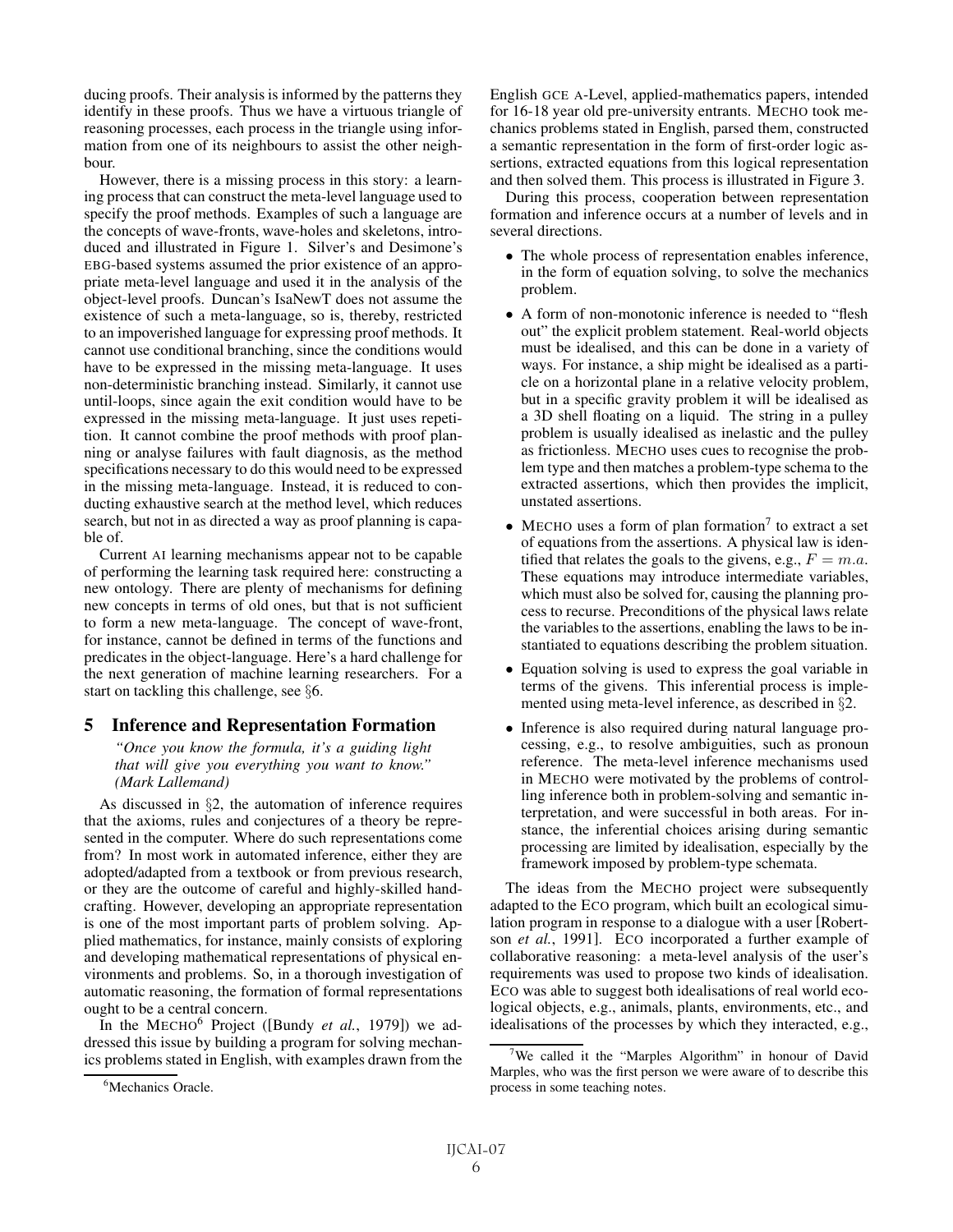ducing proofs. Their analysis is informed by the patterns they identify in these proofs. Thus we have a virtuous triangle of reasoning processes, each process in the triangle using information from one of its neighbours to assist the other neighbour.

However, there is a missing process in this story: a learning process that can construct the meta-level language used to specify the proof methods. Examples of such a language are the concepts of wave-fronts, wave-holes and skeletons, introduced and illustrated in Figure 1. Silver's and Desimone's EBG-based systems assumed the prior existence of an appropriate meta-level language and used it in the analysis of the object-level proofs. Duncan's IsaNewT does not assume the existence of such a meta-language, so is, thereby, restricted to an impoverished language for expressing proof methods. It cannot use conditional branching, since the conditions would have to be expressed in the missing meta-language. It uses non-deterministic branching instead. Similarly, it cannot use until-loops, since again the exit condition would have to be expressed in the missing meta-language. It just uses repetition. It cannot combine the proof methods with proof planning or analyse failures with fault diagnosis, as the method specifications necessary to do this would need to be expressed in the missing meta-language. Instead, it is reduced to conducting exhaustive search at the method level, which reduces search, but not in as directed a way as proof planning is capable of.

Current AI learning mechanisms appear not to be capable of performing the learning task required here: constructing a new ontology. There are plenty of mechanisms for defining new concepts in terms of old ones, but that is not sufficient to form a new meta-language. The concept of wave-front, for instance, cannot be defined in terms of the functions and predicates in the object-language. Here's a hard challenge for the next generation of machine learning researchers. For a start on tackling this challenge, see §6.

## 5 Inference and Representation Formation

*"Once you know the formula, it's a guiding light that will give you everything you want to know." (Mark Lallemand)*

As discussed in §2, the automation of inference requires that the axioms, rules and conjectures of a theory be represented in the computer. Where do such representations come from? In most work in automated inference, either they are adopted/adapted from a textbook or from previous research, or they are the outcome of careful and highly-skilled hand-crafting. However, developing an appropriate representation is one of the most important parts of problem solving. Applied mathematics, for instance, mainly consists of exploring and developing mathematical representations of physical environments and problems. So, in a thorough investigation of automatic reasoning, the formation of formal representations ought to be a central concern.

In the MECHO[6] Project ([Bundy *et al.*, 1979]) we addressed this issue by building a program for solving mechanics problems stated in English, with examples drawn from the English GCE A-Level, applied-mathematics papers, intended for 16-18 year old pre-university entrants. MECHO took mechanics problems stated in English, parsed them, constructed a semantic representation in the form of first-order logic assertions, extracted equations from this logical representation and then solved them. This process is illustrated in Figure 3.

During this process, cooperation between representation formation and inference occurs at a number of levels and in several directions.

- The whole process of representation enables inference, in the form of equation solving, to solve the mechanics problem.
- A form of non-monotonic inference is needed to "flesh out" the explicit problem statement. Real-world objects must be idealised, and this can be done in a variety of ways. For instance, a ship might be idealised as a particle on a horizontal plane in a relative velocity problem, but in a specific gravity problem it will be idealised as a 3D shell floating on a liquid. The string in a pulley problem is usually idealised as inelastic and the pulley as frictionless. MECHO uses cues to recognise the problem type and then matches a problem-type schema to the extracted assertions, which then provides the implicit, unstated assertions.
- MECHO uses a form of plan formation[7] to extract a set of equations from the assertions. A physical law is identified that relates the goals to the givens, e.g., $F = m.a$. These equations may introduce intermediate variables, which must also be solved for, causing the planning process to recurse. Preconditions of the physical laws relate the variables to the assertions, enabling the laws to be instantiated to equations describing the problem situation.
- Equation solving is used to express the goal variable in terms of the givens. This inferential process is implemented using meta-level inference, as described in §2.
- Inference is also required during natural language processing, e.g., to resolve ambiguities, such as pronoun reference. The meta-level inference mechanisms used in MECHO were motivated by the problems of controlling inference both in problem-solving and semantic interpretation, and were successful in both areas. For instance, the inferential choices arising during semantic processing are limited by idealisation, especially by the framework imposed by problem-type schemata.

The ideas from the MECHO project were subsequently adapted to the ECO program, which built an ecological simulation program in response to a dialogue with a user [Robertson *et al.*, 1991]. ECO incorporated a further example of collaborative reasoning: a meta-level analysis of the user's requirements was used to propose two kinds of idealisation. ECO was able to suggest both idealisations of real world ecological objects, e.g., animals, plants, environments, etc., and idealisations of the processes by which they interacted, e.g.,

[6] Mechanics Oracle.

[7] We called it the "Marples Algorithm" in honour of David Marples, who was the first person we were aware of to describe this process in some teaching notes.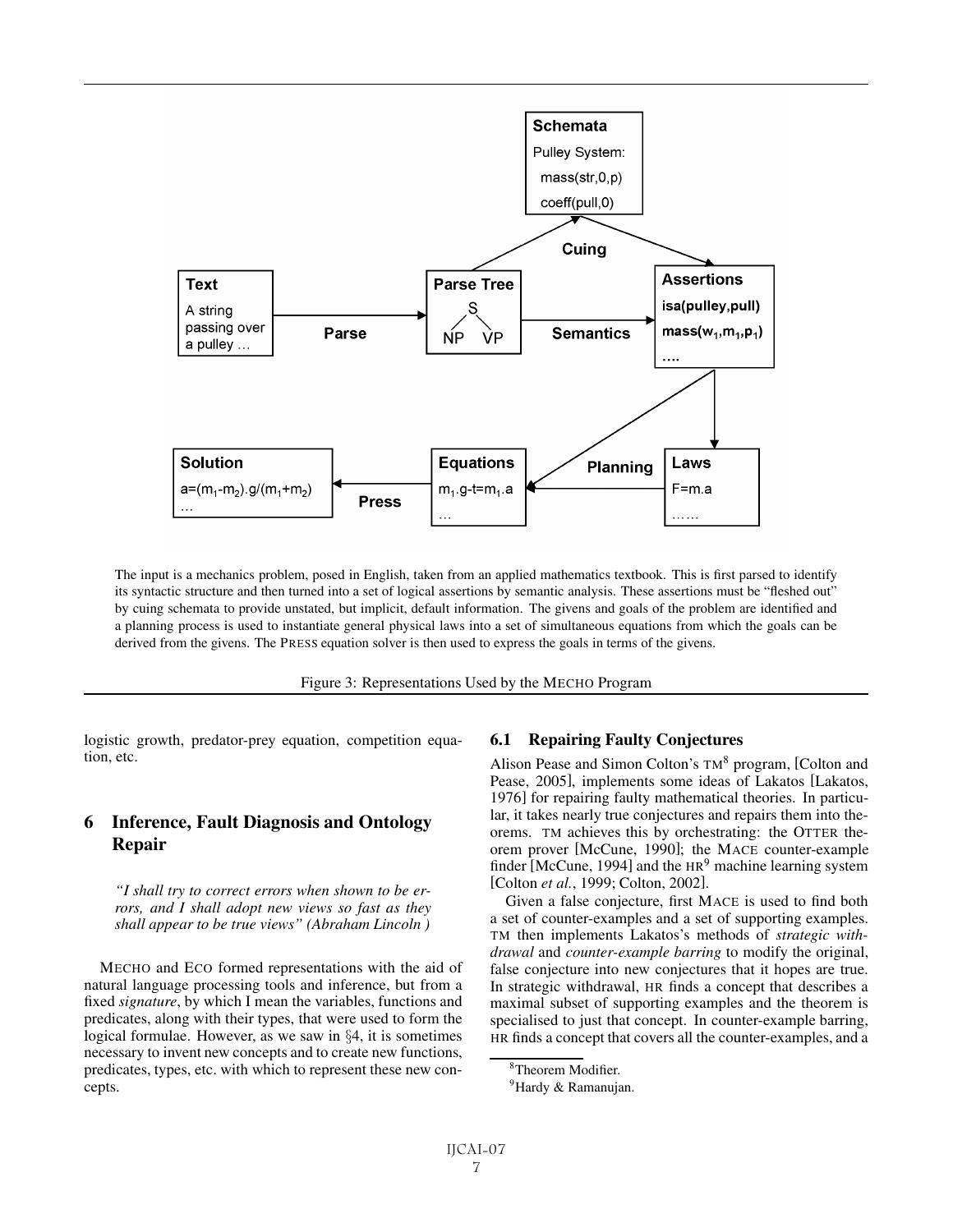The input is a mechanics problem, posed in English, taken from an applied mathematics textbook. This is first parsed to identify its syntactic structure and then turned into a set of logical assertions by semantic analysis. These assertions must be "fleshed out" by cuing schemata to provide unstated, but implicit, default information. The givens and goals of the problem are identified and a planning process is used to instantiate general physical laws into a set of simultaneous equations from which the goals can be derived from the givens. The PRESS equation solver is then used to express the goals in terms of the givens.

Figure 3: Representations Used by the MECHO Program

logistic growth, predator-prey equation, competition equation, etc.

## 6 Inference, Fault Diagnosis and Ontology Repair

*"I shall try to correct errors when shown to be errors, and I shall adopt new views so fast as they shall appear to be true views" (Abraham Lincoln )*

MECHO and ECO formed representations with the aid of natural language processing tools and inference, but from a fixed *signature*, by which I mean the variables, functions and predicates, along with their types, that were used to form the logical formulae. However, as we saw in §4, it is sometimes necessary to invent new concepts and to create new functions, predicates, types, etc. with which to represent these new concepts.

### 6.1 Repairing Faulty Conjectures

Alison Pease and Simon Colton's TM[8] program, [Colton and Pease, 2005], implements some ideas of Lakatos [Lakatos, 1976] for repairing faulty mathematical theories. In particular, it takes nearly true conjectures and repairs them into theorems. TM achieves this by orchestrating: the OTTER theorem prover [McCune, 1990]; the MACE counter-example finder [McCune, 1994] and the HR[9] machine learning system [Colton *et al.*, 1999; Colton, 2002].

Given a false conjecture, first MACE is used to find both a set of counter-examples and a set of supporting examples. TM then implements Lakatos's methods of *strategic withdrawal* and *counter-example barring* to modify the original, false conjecture into new conjectures that it hopes are true. In strategic withdrawal, HR finds a concept that describes a maximal subset of supporting examples and the theorem is specialised to just that concept. In counter-example barring, HR finds a concept that covers all the counter-examples, and a

[8] Theorem Modifier.

[9] Hardy & Ramanujan.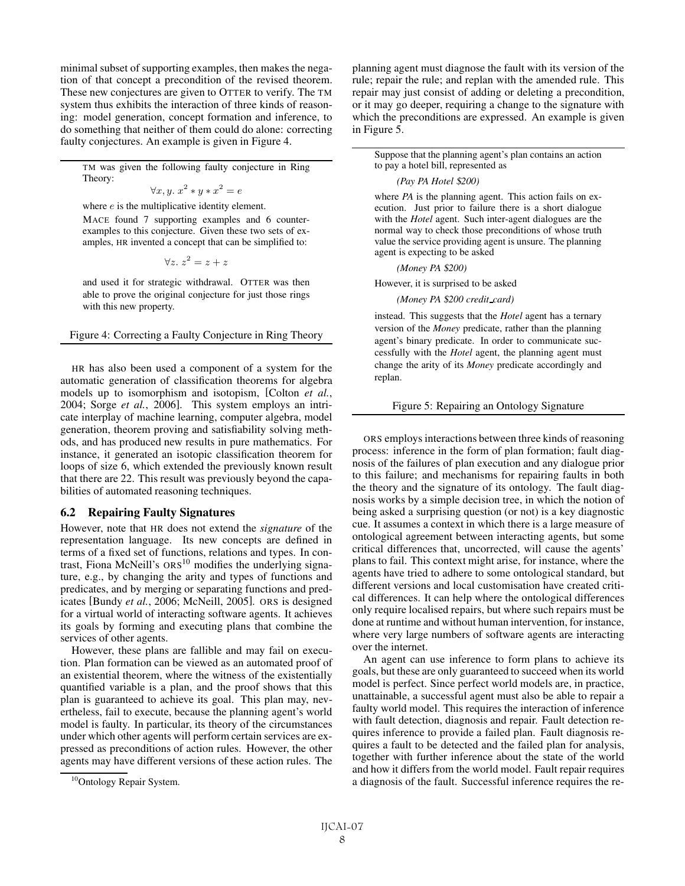minimal subset of supporting examples, then makes the negation of that concept a precondition of the revised theorem. These new conjectures are given to OTTER to verify. The TM system thus exhibits the interaction of three kinds of reasoning: model generation, concept formation and inference, to do something that neither of them could do alone: correcting faulty conjectures. An example is given in Figure 4.

> TM was given the following faulty conjecture in Ring Theory:
>
> $$\forall x, y.\ x^2 * y * x^2 = e$$
>
> where $e$ is the multiplicative identity element.
>
> MACE found 7 supporting examples and 6 counterexamples to this conjecture. Given these two sets of examples, HR invented a concept that can be simplified to:
>
> $$\forall z.\ z^2 = z + z$$
>
> and used it for strategic withdrawal. OTTER was then able to prove the original conjecture for just those rings with this new property.

Figure 4: Correcting a Faulty Conjecture in Ring Theory

HR has also been used a component of a system for the automatic generation of classification theorems for algebra models up to isomorphism and isotopism, [Colton *et al.*, 2004; Sorge *et al.*, 2006]. This system employs an intricate interplay of machine learning, computer algebra, model generation, theorem proving and satisfiability solving methods, and has produced new results in pure mathematics. For instance, it generated an isotopic classification theorem for loops of size 6, which extended the previously known result that there are 22. This result was previously beyond the capabilities of automated reasoning techniques.

### 6.2 Repairing Faulty Signatures

However, note that HR does not extend the *signature* of the representation language. Its new concepts are defined in terms of a fixed set of functions, relations and types. In contrast, Fiona McNeill's ORS[10] modifies the underlying signature, e.g., by changing the arity and types of functions and predicates, and by merging or separating functions and predicates [Bundy *et al.*, 2006; McNeill, 2005]. ORS is designed for a virtual world of interacting software agents. It achieves its goals by forming and executing plans that combine the services of other agents.

However, these plans are fallible and may fail on execution. Plan formation can be viewed as an automated proof of an existential theorem, where the witness of the existentially quantified variable is a plan, and the proof shows that this plan is guaranteed to achieve its goal. This plan may, nevertheless, fail to execute, because the planning agent's world model is faulty. In particular, its theory of the circumstances under which other agents will perform certain services are expressed as preconditions of action rules. However, the other agents may have different versions of these action rules. The planning agent must diagnose the fault with its version of the rule; repair the rule; and replan with the amended rule. This repair may just consist of adding or deleting a precondition, or it may go deeper, requiring a change to the signature with which the preconditions are expressed. An example is given in Figure 5.

> Suppose that the planning agent's plan contains an action to pay a hotel bill, represented as
>
> *(Pay PA Hotel $200)*
>
> where *PA* is the planning agent. This action fails on execution. Just prior to failure there is a short dialogue with the *Hotel* agent. Such inter-agent dialogues are the normal way to check those preconditions of whose truth value the service providing agent is unsure. The planning agent is expecting to be asked
>
> *(Money PA $200)*
>
> However, it is surprised to be asked
>
> *(Money PA $200 credit_card)*
>
> instead. This suggests that the *Hotel* agent has a ternary version of the *Money* predicate, rather than the planning agent's binary predicate. In order to communicate successfully with the *Hotel* agent, the planning agent must change the arity of its *Money* predicate accordingly and replan.

Figure 5: Repairing an Ontology Signature

ORS employs interactions between three kinds of reasoning process: inference in the form of plan formation; fault diagnosis of the failures of plan execution and any dialogue prior to this failure; and mechanisms for repairing faults in both the theory and the signature of its ontology. The fault diagnosis works by a simple decision tree, in which the notion of being asked a surprising question (or not) is a key diagnostic cue. It assumes a context in which there is a large measure of ontological agreement between interacting agents, but some critical differences that, uncorrected, will cause the agents' plans to fail. This context might arise, for instance, where the agents have tried to adhere to some ontological standard, but different versions and local customisation have created critical differences. It can help where the ontological differences only require localised repairs, but where such repairs must be done at runtime and without human intervention, for instance, where very large numbers of software agents are interacting over the internet.

An agent can use inference to form plans to achieve its goals, but these are only guaranteed to succeed when its world model is perfect. Since perfect world models are, in practice, unattainable, a successful agent must also be able to repair a faulty world model. This requires the interaction of inference with fault detection, diagnosis and repair. Fault detection requires inference to provide a failed plan. Fault diagnosis requires a fault to be detected and the failed plan for analysis, together with further inference about the state of the world and how it differs from the world model. Fault repair requires a diagnosis of the fault. Successful inference requires the re-

[10] Ontology Repair System.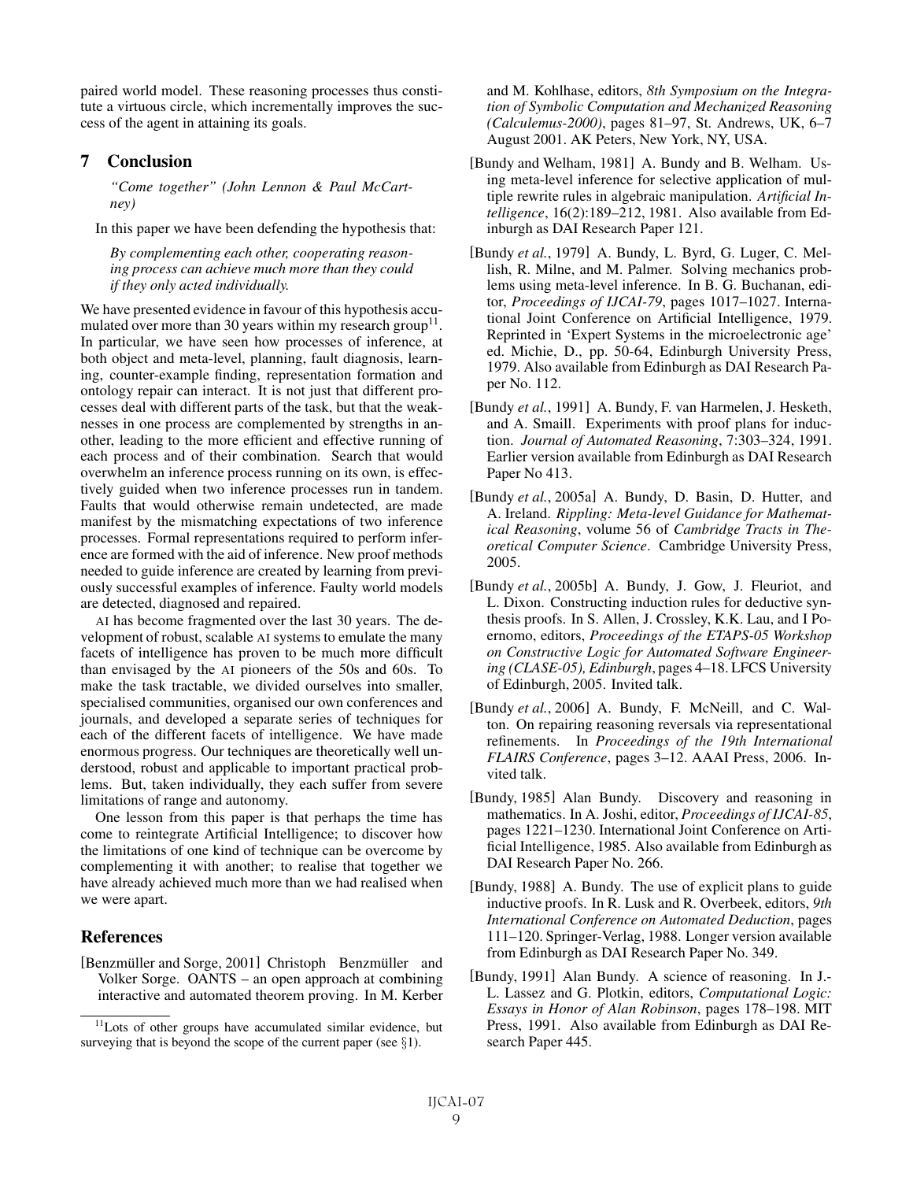paired world model. These reasoning processes thus constitute a virtuous circle, which incrementally improves the success of the agent in attaining its goals.

## 7 Conclusion

*"Come together" (John Lennon & Paul McCartney)*

In this paper we have been defending the hypothesis that:

> *By complementing each other, cooperating reasoning process can achieve much more than they could if they only acted individually.*

We have presented evidence in favour of this hypothesis accumulated over more than 30 years within my research group[11]. In particular, we have seen how processes of inference, at both object and meta-level, planning, fault diagnosis, learning, counter-example finding, representation formation and ontology repair can interact. It is not just that different processes deal with different parts of the task, but that the weaknesses in one process are complemented by strengths in another, leading to the more efficient and effective running of each process and of their combination. Search that would overwhelm an inference process running on its own, is effectively guided when two inference processes run in tandem. Faults that would otherwise remain undetected, are made manifest by the mismatching expectations of two inference processes. Formal representations required to perform inference are formed with the aid of inference. New proof methods needed to guide inference are created by learning from previously successful examples of inference. Faulty world models are detected, diagnosed and repaired.

AI has become fragmented over the last 30 years. The development of robust, scalable AI systems to emulate the many facets of intelligence has proven to be much more difficult than envisaged by the AI pioneers of the 50s and 60s. To make the task tractable, we divided ourselves into smaller, specialised communities, organised our own conferences and journals, and developed a separate series of techniques for each of the different facets of intelligence. We have made enormous progress. Our techniques are theoretically well understood, robust and applicable to important practical problems. But, taken individually, they each suffer from severe limitations of range and autonomy.

One lesson from this paper is that perhaps the time has come to reintegrate Artificial Intelligence; to discover how the limitations of one kind of technique can be overcome by complementing it with another; to realise that together we have already achieved much more than we had realised when we were apart.

[11] Lots of other groups have accumulated similar evidence, but surveying that is beyond the scope of the current paper (see §1).

## References

[Benzmüller and Sorge, 2001] Christoph Benzmüller and Volker Sorge. OANTS – an open approach at combining interactive and automated theorem proving. In M. Kerber and M. Kohlhase, editors, *8th Symposium on the Integration of Symbolic Computation and Mechanized Reasoning (Calculemus-2000)*, pages 81–97, St. Andrews, UK, 6–7 August 2001. AK Peters, New York, NY, USA.

[Bundy and Welham, 1981] A. Bundy and B. Welham. Using meta-level inference for selective application of multiple rewrite rules in algebraic manipulation. *Artificial Intelligence*, 16(2):189–212, 1981. Also available from Edinburgh as DAI Research Paper 121.

[Bundy *et al.*, 1979] A. Bundy, L. Byrd, G. Luger, C. Mellish, R. Milne, and M. Palmer. Solving mechanics problems using meta-level inference. In B. G. Buchanan, editor, *Proceedings of IJCAI-79*, pages 1017–1027. International Joint Conference on Artificial Intelligence, 1979. Reprinted in 'Expert Systems in the microelectronic age' ed. Michie, D., pp. 50-64, Edinburgh University Press, 1979. Also available from Edinburgh as DAI Research Paper No. 112.

[Bundy *et al.*, 1991] A. Bundy, F. van Harmelen, J. Hesketh, and A. Smaill. Experiments with proof plans for induction. *Journal of Automated Reasoning*, 7:303–324, 1991. Earlier version available from Edinburgh as DAI Research Paper No 413.

[Bundy *et al.*, 2005a] A. Bundy, D. Basin, D. Hutter, and A. Ireland. *Rippling: Meta-level Guidance for Mathematical Reasoning*, volume 56 of *Cambridge Tracts in Theoretical Computer Science*. Cambridge University Press, 2005.

[Bundy *et al.*, 2005b] A. Bundy, J. Gow, J. Fleuriot, and L. Dixon. Constructing induction rules for deductive synthesis proofs. In S. Allen, J. Crossley, K.K. Lau, and I Poernomo, editors, *Proceedings of the ETAPS-05 Workshop on Constructive Logic for Automated Software Engineering (CLASE-05), Edinburgh*, pages 4–18. LFCS University of Edinburgh, 2005. Invited talk.

[Bundy *et al.*, 2006] A. Bundy, F. McNeill, and C. Walton. On repairing reasoning reversals via representational refinements. In *Proceedings of the 19th International FLAIRS Conference*, pages 3–12. AAAI Press, 2006. Invited talk.

[Bundy, 1985] Alan Bundy. Discovery and reasoning in mathematics. In A. Joshi, editor, *Proceedings of IJCAI-85*, pages 1221–1230. International Joint Conference on Artificial Intelligence, 1985. Also available from Edinburgh as DAI Research Paper No. 266.

[Bundy, 1988] A. Bundy. The use of explicit plans to guide inductive proofs. In R. Lusk and R. Overbeek, editors, *9th International Conference on Automated Deduction*, pages 111–120. Springer-Verlag, 1988. Longer version available from Edinburgh as DAI Research Paper No. 349.

[Bundy, 1991] Alan Bundy. A science of reasoning. In J.-L. Lassez and G. Plotkin, editors, *Computational Logic: Essays in Honor of Alan Robinson*, pages 178–198. MIT Press, 1991. Also available from Edinburgh as DAI Research Paper 445.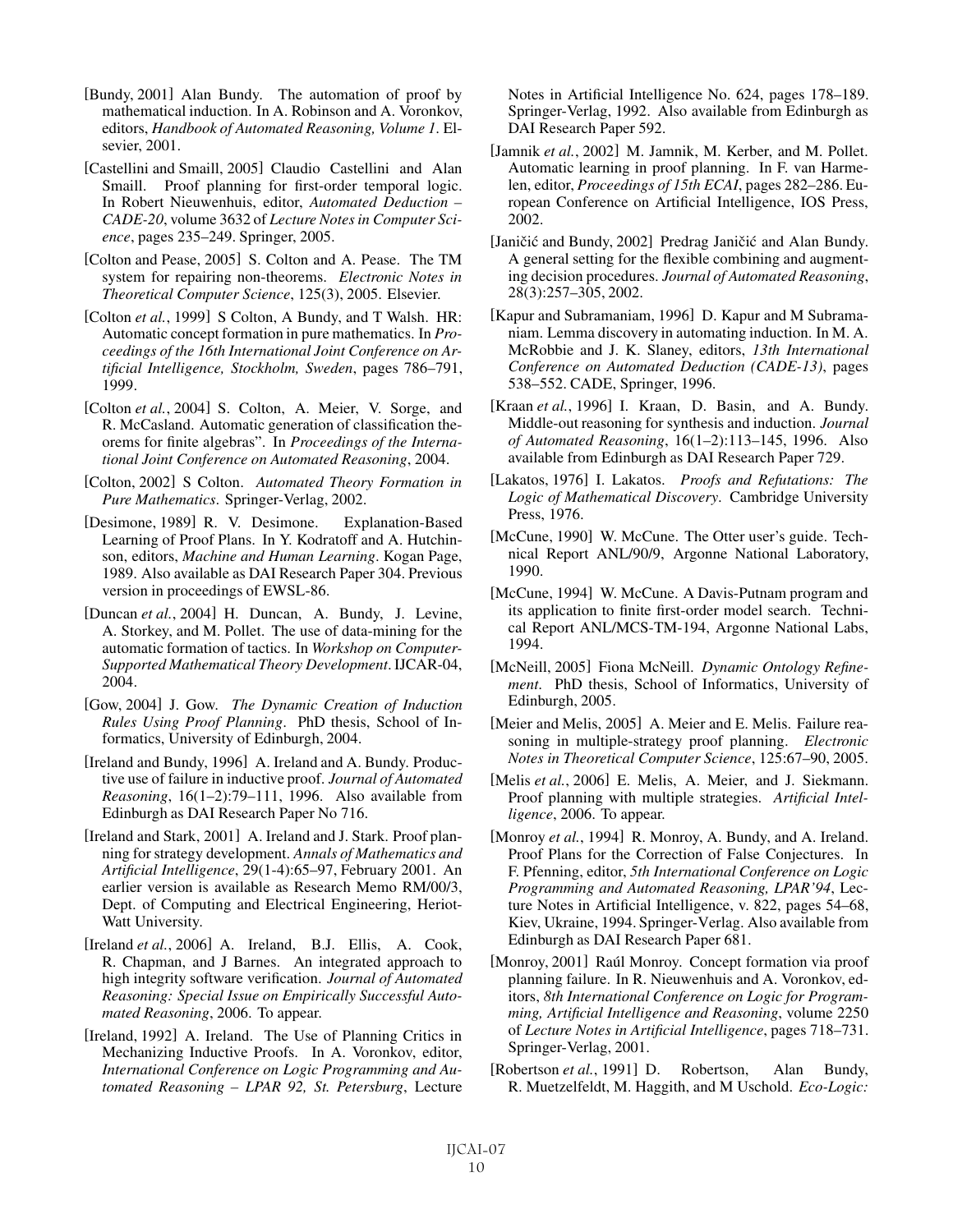[Bundy, 2001] Alan Bundy. The automation of proof by mathematical induction. In A. Robinson and A. Voronkov, editors, *Handbook of Automated Reasoning, Volume 1*. Elsevier, 2001.

[Castellini and Smaill, 2005] Claudio Castellini and Alan Smaill. Proof planning for first-order temporal logic. In Robert Nieuwenhuis, editor, *Automated Deduction – CADE-20*, volume 3632 of *Lecture Notes in Computer Science*, pages 235–249. Springer, 2005.

[Colton and Pease, 2005] S. Colton and A. Pease. The TM system for repairing non-theorems. *Electronic Notes in Theoretical Computer Science*, 125(3), 2005. Elsevier.

[Colton *et al.*, 1999] S Colton, A Bundy, and T Walsh. HR: Automatic concept formation in pure mathematics. In *Proceedings of the 16th International Joint Conference on Artificial Intelligence, Stockholm, Sweden*, pages 786–791, 1999.

[Colton *et al.*, 2004] S. Colton, A. Meier, V. Sorge, and R. McCasland. Automatic generation of classification theorems for finite algebras". In *Proceedings of the International Joint Conference on Automated Reasoning*, 2004.

[Colton, 2002] S Colton. *Automated Theory Formation in Pure Mathematics*. Springer-Verlag, 2002.

[Desimone, 1989] R. V. Desimone. Explanation-Based Learning of Proof Plans. In Y. Kodratoff and A. Hutchinson, editors, *Machine and Human Learning*. Kogan Page, 1989. Also available as DAI Research Paper 304. Previous version in proceedings of EWSL-86.

[Duncan *et al.*, 2004] H. Duncan, A. Bundy, J. Levine, A. Storkey, and M. Pollet. The use of data-mining for the automatic formation of tactics. In *Workshop on Computer-Supported Mathematical Theory Development*. IJCAR-04, 2004.

[Gow, 2004] J. Gow. *The Dynamic Creation of Induction Rules Using Proof Planning*. PhD thesis, School of Informatics, University of Edinburgh, 2004.

[Ireland and Bundy, 1996] A. Ireland and A. Bundy. Productive use of failure in inductive proof. *Journal of Automated Reasoning*, 16(1–2):79–111, 1996. Also available from Edinburgh as DAI Research Paper No 716.

[Ireland and Stark, 2001] A. Ireland and J. Stark. Proof planning for strategy development. *Annals of Mathematics and Artificial Intelligence*, 29(1-4):65–97, February 2001. An earlier version is available as Research Memo RM/00/3, Dept. of Computing and Electrical Engineering, Heriot-Watt University.

[Ireland *et al.*, 2006] A. Ireland, B.J. Ellis, A. Cook, R. Chapman, and J Barnes. An integrated approach to high integrity software verification. *Journal of Automated Reasoning: Special Issue on Empirically Successful Automated Reasoning*, 2006. To appear.

[Ireland, 1992] A. Ireland. The Use of Planning Critics in Mechanizing Inductive Proofs. In A. Voronkov, editor, *International Conference on Logic Programming and Automated Reasoning – LPAR 92, St. Petersburg*, Lecture Notes in Artificial Intelligence No. 624, pages 178–189. Springer-Verlag, 1992. Also available from Edinburgh as DAI Research Paper 592.

[Jamnik *et al.*, 2002] M. Jamnik, M. Kerber, and M. Pollet. Automatic learning in proof planning. In F. van Harmelen, editor, *Proceedings of 15th ECAI*, pages 282–286. European Conference on Artificial Intelligence, IOS Press, 2002.

[Janičić and Bundy, 2002] Predrag Janičić and Alan Bundy. A general setting for the flexible combining and augmenting decision procedures. *Journal of Automated Reasoning*, 28(3):257–305, 2002.

[Kapur and Subramaniam, 1996] D. Kapur and M Subramaniam. Lemma discovery in automating induction. In M. A. McRobbie and J. K. Slaney, editors, *13th International Conference on Automated Deduction (CADE-13)*, pages 538–552. CADE, Springer, 1996.

[Kraan *et al.*, 1996] I. Kraan, D. Basin, and A. Bundy. Middle-out reasoning for synthesis and induction. *Journal of Automated Reasoning*, 16(1–2):113–145, 1996. Also available from Edinburgh as DAI Research Paper 729.

[Lakatos, 1976] I. Lakatos. *Proofs and Refutations: The Logic of Mathematical Discovery*. Cambridge University Press, 1976.

[McCune, 1990] W. McCune. The Otter user's guide. Technical Report ANL/90/9, Argonne National Laboratory, 1990.

[McCune, 1994] W. McCune. A Davis-Putnam program and its application to finite first-order model search. Technical Report ANL/MCS-TM-194, Argonne National Labs, 1994.

[McNeill, 2005] Fiona McNeill. *Dynamic Ontology Refinement*. PhD thesis, School of Informatics, University of Edinburgh, 2005.

[Meier and Melis, 2005] A. Meier and E. Melis. Failure reasoning in multiple-strategy proof planning. *Electronic Notes in Theoretical Computer Science*, 125:67–90, 2005.

[Melis *et al.*, 2006] E. Melis, A. Meier, and J. Siekmann. Proof planning with multiple strategies. *Artificial Intelligence*, 2006. To appear.

[Monroy *et al.*, 1994] R. Monroy, A. Bundy, and A. Ireland. Proof Plans for the Correction of False Conjectures. In F. Pfenning, editor, *5th International Conference on Logic Programming and Automated Reasoning, LPAR'94*, Lecture Notes in Artificial Intelligence, v. 822, pages 54–68, Kiev, Ukraine, 1994. Springer-Verlag. Also available from Edinburgh as DAI Research Paper 681.

[Monroy, 2001] Raúl Monroy. Concept formation via proof planning failure. In R. Nieuwenhuis and A. Voronkov, editors, *8th International Conference on Logic for Programming, Artificial Intelligence and Reasoning*, volume 2250 of *Lecture Notes in Artificial Intelligence*, pages 718–731. Springer-Verlag, 2001.

[Robertson *et al.*, 1991] D. Robertson, Alan Bundy, R. Muetzelfeldt, M. Haggith, and M Uschold. *Eco-Logic:*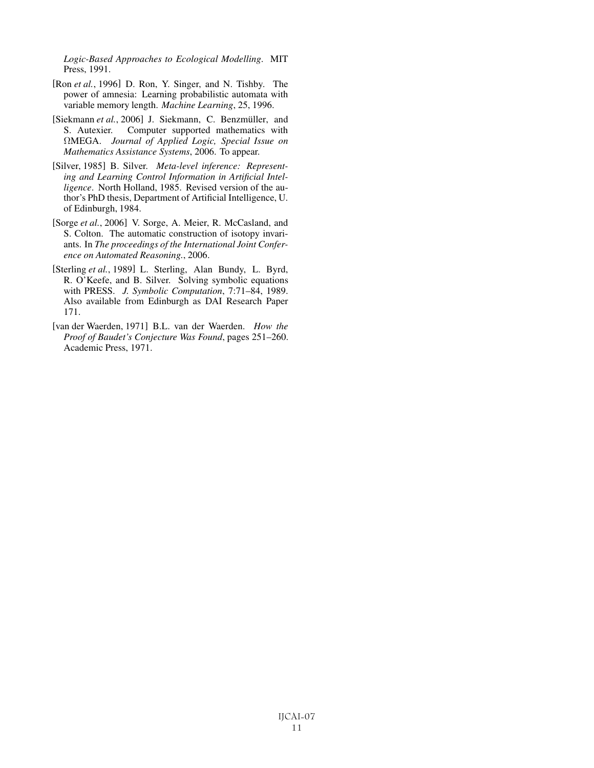*Logic-Based Approaches to Ecological Modelling*. MIT Press, 1991.

[Ron *et al.*, 1996] D. Ron, Y. Singer, and N. Tishby. The power of amnesia: Learning probabilistic automata with variable memory length. *Machine Learning*, 25, 1996.

[Siekmann *et al.*, 2006] J. Siekmann, C. Benzmüller, and S. Autexier. Computer supported mathematics with ΩMEGA. *Journal of Applied Logic, Special Issue on Mathematics Assistance Systems*, 2006. To appear.

[Silver, 1985] B. Silver. *Meta-level inference: Representing and Learning Control Information in Artificial Intelligence*. North Holland, 1985. Revised version of the author's PhD thesis, Department of Artificial Intelligence, U. of Edinburgh, 1984.

[Sorge *et al.*, 2006] V. Sorge, A. Meier, R. McCasland, and S. Colton. The automatic construction of isotopy invariants. In *The proceedings of the International Joint Conference on Automated Reasoning.*, 2006.

[Sterling *et al.*, 1989] L. Sterling, Alan Bundy, L. Byrd, R. O'Keefe, and B. Silver. Solving symbolic equations with PRESS. *J. Symbolic Computation*, 7:71–84, 1989. Also available from Edinburgh as DAI Research Paper 171.

[van der Waerden, 1971] B.L. van der Waerden. *How the Proof of Baudet's Conjecture Was Found*, pages 251–260. Academic Press, 1971.